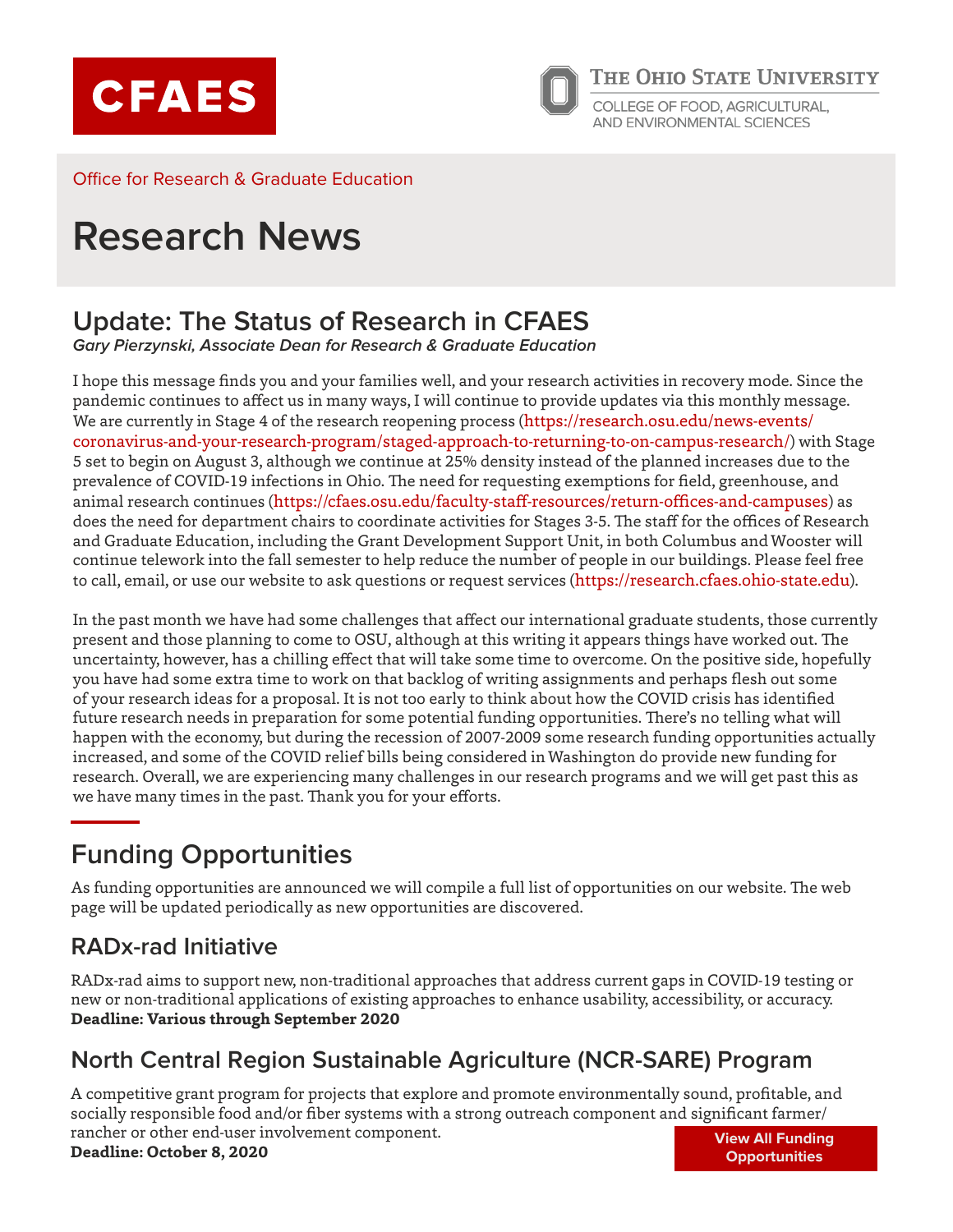CFAES

The Ohio State University

COLLEGE OF FOOD, AGRICULTURAL, AND ENVIRONMENTAL SCIENCES

Office for Research & Graduate Education

# Research News

## Update: The Status of Research in CFAES

***Gary Pierzynski, Associate Dean for Research & Graduate Education***

I hope this message finds you and your families well, and your research activities in recovery mode. Since the pandemic continues to affect us in many ways, I will continue to provide updates via this monthly message. We are currently in Stage 4 of the research reopening process (https://research.osu.edu/news-events/coronavirus-and-your-research-program/staged-approach-to-returning-to-on-campus-research/) with Stage 5 set to begin on August 3, although we continue at 25% density instead of the planned increases due to the prevalence of COVID-19 infections in Ohio. The need for requesting exemptions for field, greenhouse, and animal research continues (https://cfaes.osu.edu/faculty-staff-resources/return-offices-and-campuses) as does the need for department chairs to coordinate activities for Stages 3-5. The staff for the offices of Research and Graduate Education, including the Grant Development Support Unit, in both Columbus and Wooster will continue telework into the fall semester to help reduce the number of people in our buildings. Please feel free to call, email, or use our website to ask questions or request services (https://research.cfaes.ohio-state.edu).

In the past month we have had some challenges that affect our international graduate students, those currently present and those planning to come to OSU, although at this writing it appears things have worked out. The uncertainty, however, has a chilling effect that will take some time to overcome. On the positive side, hopefully you have had some extra time to work on that backlog of writing assignments and perhaps flesh out some of your research ideas for a proposal. It is not too early to think about how the COVID crisis has identified future research needs in preparation for some potential funding opportunities. There's no telling what will happen with the economy, but during the recession of 2007-2009 some research funding opportunities actually increased, and some of the COVID relief bills being considered in Washington do provide new funding for research. Overall, we are experiencing many challenges in our research programs and we will get past this as we have many times in the past. Thank you for your efforts.

## Funding Opportunities

As funding opportunities are announced we will compile a full list of opportunities on our website. The web page will be updated periodically as new opportunities are discovered.

### RADx-rad Initiative

RADx-rad aims to support new, non-traditional approaches that address current gaps in COVID-19 testing or new or non-traditional applications of existing approaches to enhance usability, accessibility, or accuracy.
**Deadline: Various through September 2020**

### North Central Region Sustainable Agriculture (NCR-SARE) Program

A competitive grant program for projects that explore and promote environmentally sound, profitable, and socially responsible food and/or fiber systems with a strong outreach component and significant farmer/rancher or other end-user involvement component.
**Deadline: October 8, 2020**

**View All Funding Opportunities**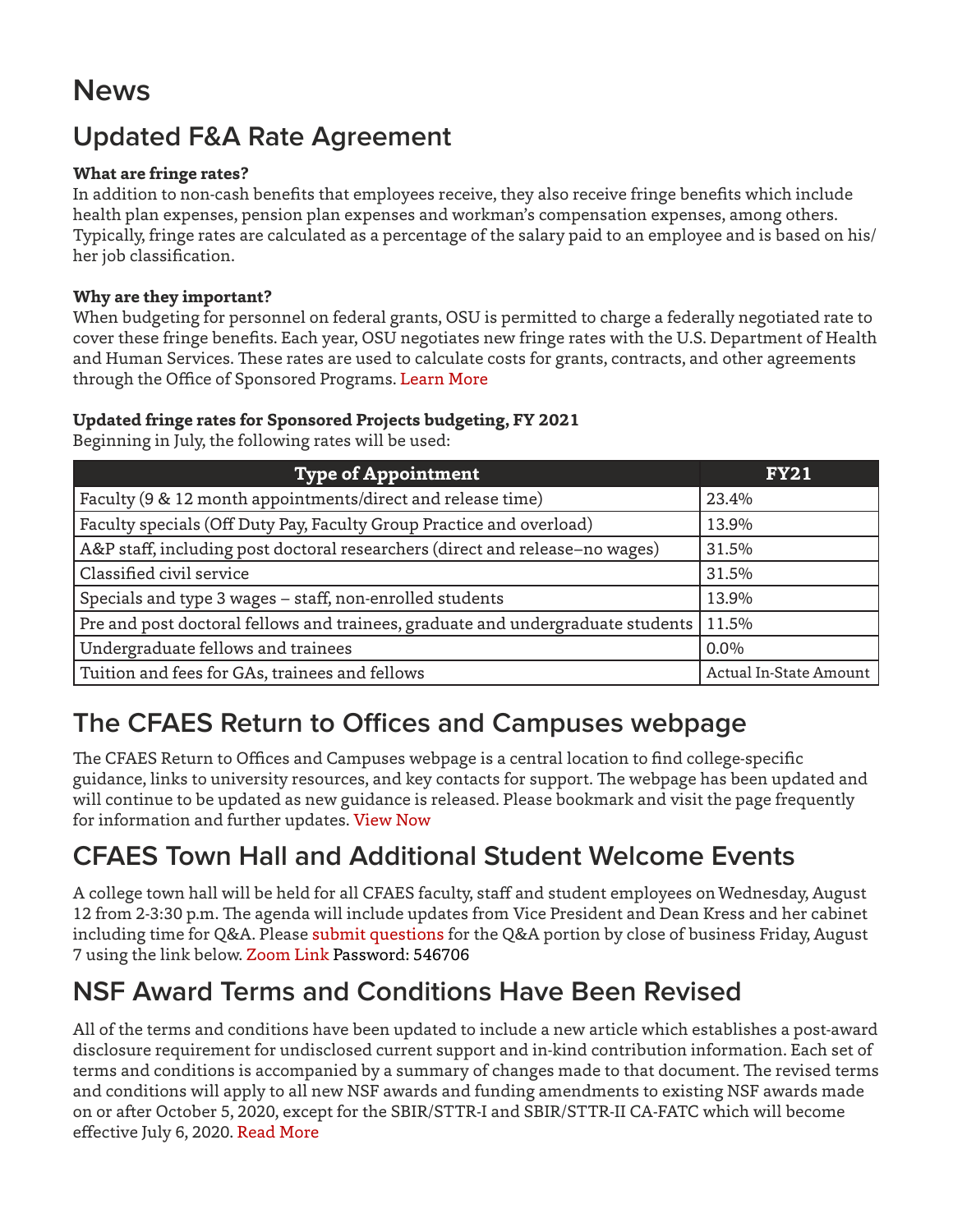# News

## Updated F&A Rate Agreement

**What are fringe rates?**
In addition to non-cash benefits that employees receive, they also receive fringe benefits which include health plan expenses, pension plan expenses and workman's compensation expenses, among others. Typically, fringe rates are calculated as a percentage of the salary paid to an employee and is based on his/her job classification.

**Why are they important?**
When budgeting for personnel on federal grants, OSU is permitted to charge a federally negotiated rate to cover these fringe benefits. Each year, OSU negotiates new fringe rates with the U.S. Department of Health and Human Services. These rates are used to calculate costs for grants, contracts, and other agreements through the Office of Sponsored Programs. Learn More

**Updated fringe rates for Sponsored Projects budgeting, FY 2021**
Beginning in July, the following rates will be used:

| Type of Appointment | FY21 |
|---|---|
| Faculty (9 & 12 month appointments/direct and release time) | 23.4% |
| Faculty specials (Off Duty Pay, Faculty Group Practice and overload) | 13.9% |
| A&P staff, including post doctoral researchers (direct and release–no wages) | 31.5% |
| Classified civil service | 31.5% |
| Specials and type 3 wages – staff, non-enrolled students | 13.9% |
| Pre and post doctoral fellows and trainees, graduate and undergraduate students | 11.5% |
| Undergraduate fellows and trainees | 0.0% |
| Tuition and fees for GAs, trainees and fellows | Actual In-State Amount |

## The CFAES Return to Offices and Campuses webpage

The CFAES Return to Offices and Campuses webpage is a central location to find college-specific guidance, links to university resources, and key contacts for support. The webpage has been updated and will continue to be updated as new guidance is released. Please bookmark and visit the page frequently for information and further updates. View Now

## CFAES Town Hall and Additional Student Welcome Events

A college town hall will be held for all CFAES faculty, staff and student employees on Wednesday, August 12 from 2-3:30 p.m. The agenda will include updates from Vice President and Dean Kress and her cabinet including time for Q&A. Please submit questions for the Q&A portion by close of business Friday, August 7 using the link below. Zoom Link Password: 546706

## NSF Award Terms and Conditions Have Been Revised

All of the terms and conditions have been updated to include a new article which establishes a post-award disclosure requirement for undisclosed current support and in-kind contribution information. Each set of terms and conditions is accompanied by a summary of changes made to that document. The revised terms and conditions will apply to all new NSF awards and funding amendments to existing NSF awards made on or after October 5, 2020, except for the SBIR/STTR-I and SBIR/STTR-II CA-FATC which will become effective July 6, 2020. Read More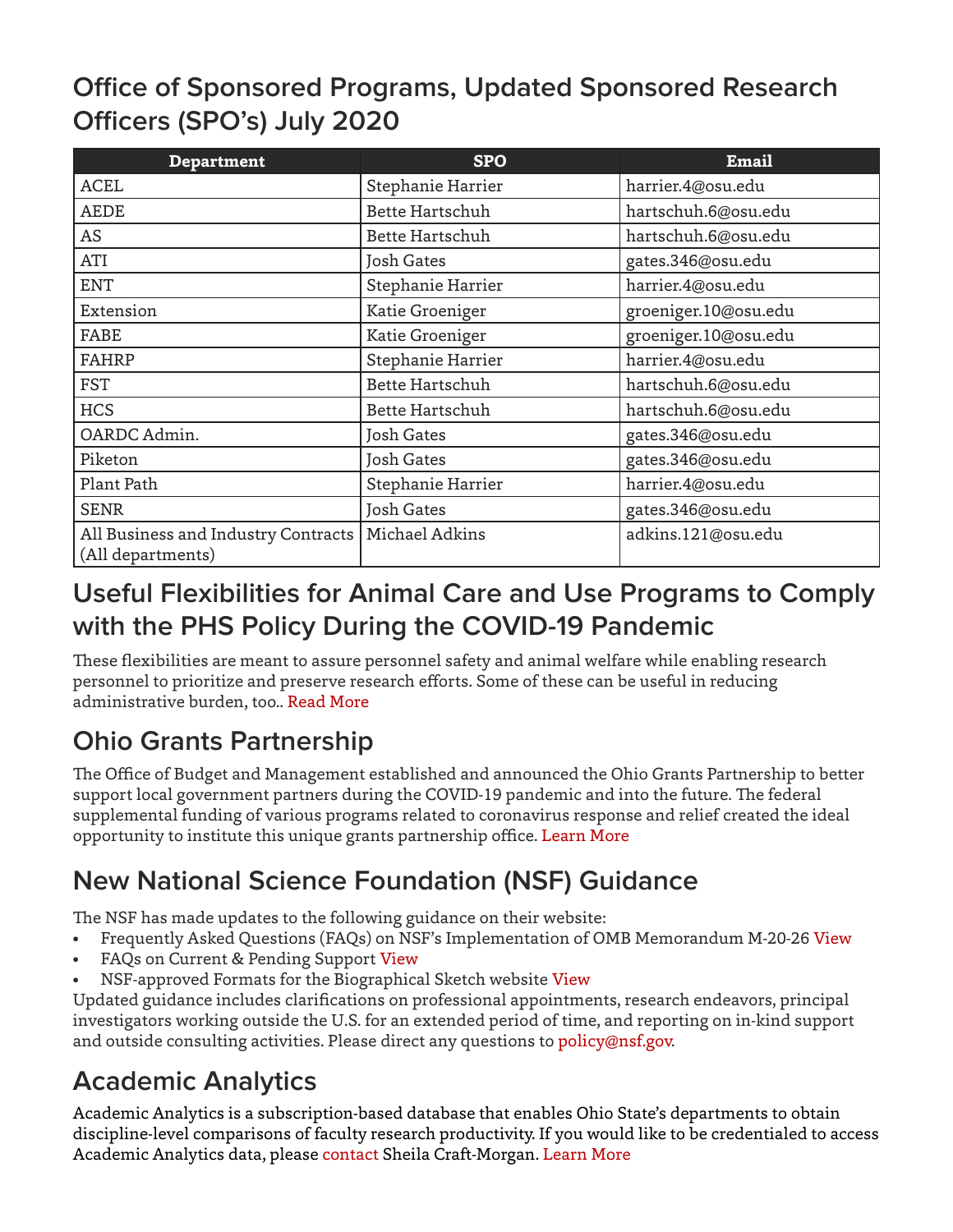## Office of Sponsored Programs, Updated Sponsored Research Officers (SPO's) July 2020

| Department | SPO | Email |
|---|---|---|
| ACEL | Stephanie Harrier | harrier.4@osu.edu |
| AEDE | Bette Hartschuh | hartschuh.6@osu.edu |
| AS | Bette Hartschuh | hartschuh.6@osu.edu |
| ATI | Josh Gates | gates.346@osu.edu |
| ENT | Stephanie Harrier | harrier.4@osu.edu |
| Extension | Katie Groeniger | groeniger.10@osu.edu |
| FABE | Katie Groeniger | groeniger.10@osu.edu |
| FAHRP | Stephanie Harrier | harrier.4@osu.edu |
| FST | Bette Hartschuh | hartschuh.6@osu.edu |
| HCS | Bette Hartschuh | hartschuh.6@osu.edu |
| OARDC Admin. | Josh Gates | gates.346@osu.edu |
| Piketon | Josh Gates | gates.346@osu.edu |
| Plant Path | Stephanie Harrier | harrier.4@osu.edu |
| SENR | Josh Gates | gates.346@osu.edu |
| All Business and Industry Contracts (All departments) | Michael Adkins | adkins.121@osu.edu |

## Useful Flexibilities for Animal Care and Use Programs to Comply with the PHS Policy During the COVID-19 Pandemic

These flexibilities are meant to assure personnel safety and animal welfare while enabling research personnel to prioritize and preserve research efforts. Some of these can be useful in reducing administrative burden, too.. Read More

## Ohio Grants Partnership

The Office of Budget and Management established and announced the Ohio Grants Partnership to better support local government partners during the COVID-19 pandemic and into the future. The federal supplemental funding of various programs related to coronavirus response and relief created the ideal opportunity to institute this unique grants partnership office. Learn More

## New National Science Foundation (NSF) Guidance

The NSF has made updates to the following guidance on their website:

- Frequently Asked Questions (FAQs) on NSF's Implementation of OMB Memorandum M-20-26 View
- FAQs on Current & Pending Support View
- NSF-approved Formats for the Biographical Sketch website View

Updated guidance includes clarifications on professional appointments, research endeavors, principal investigators working outside the U.S. for an extended period of time, and reporting on in-kind support and outside consulting activities. Please direct any questions to policy@nsf.gov.

## Academic Analytics

Academic Analytics is a subscription-based database that enables Ohio State's departments to obtain discipline-level comparisons of faculty research productivity. If you would like to be credentialed to access Academic Analytics data, please contact Sheila Craft-Morgan. Learn More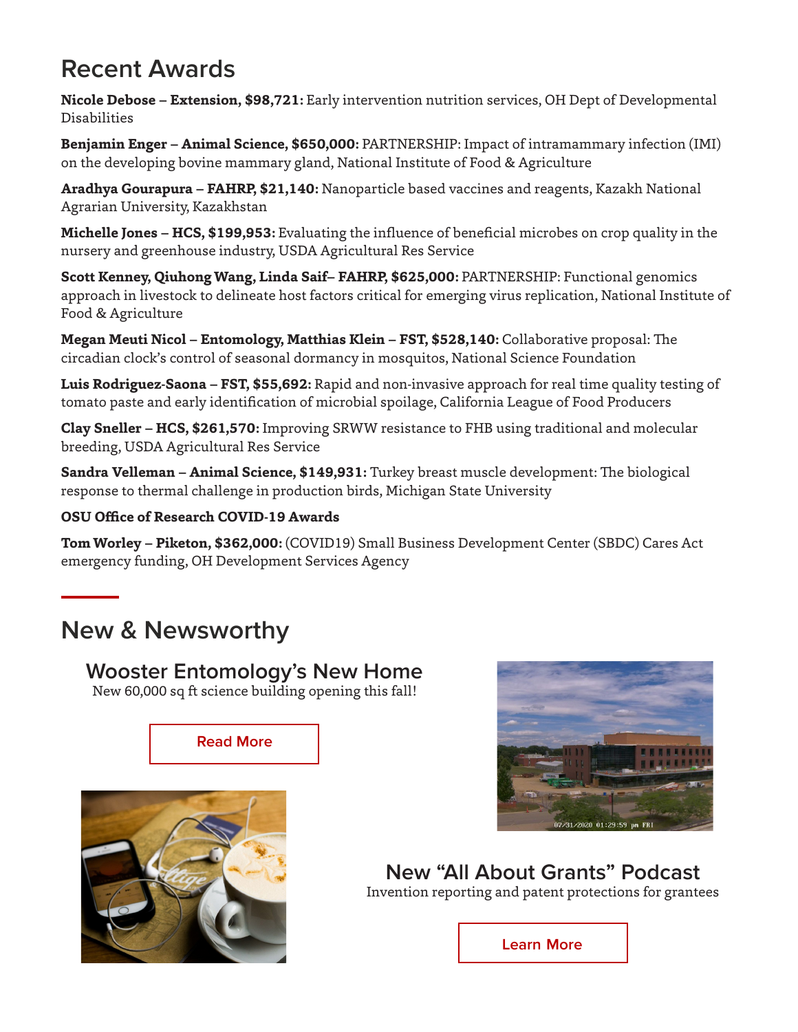## Recent Awards

**Nicole Debose – Extension, $98,721:** Early intervention nutrition services, OH Dept of Developmental Disabilities

**Benjamin Enger – Animal Science, $650,000:** PARTNERSHIP: Impact of intramammary infection (IMI) on the developing bovine mammary gland, National Institute of Food & Agriculture

**Aradhya Gourapura – FAHRP, $21,140:** Nanoparticle based vaccines and reagents, Kazakh National Agrarian University, Kazakhstan

**Michelle Jones – HCS, $199,953:** Evaluating the influence of beneficial microbes on crop quality in the nursery and greenhouse industry, USDA Agricultural Res Service

**Scott Kenney, Qiuhong Wang, Linda Saif– FAHRP, $625,000:** PARTNERSHIP: Functional genomics approach in livestock to delineate host factors critical for emerging virus replication, National Institute of Food & Agriculture

**Megan Meuti Nicol – Entomology, Matthias Klein – FST, $528,140:** Collaborative proposal: The circadian clock's control of seasonal dormancy in mosquitos, National Science Foundation

**Luis Rodriguez-Saona – FST, $55,692:** Rapid and non-invasive approach for real time quality testing of tomato paste and early identification of microbial spoilage, California League of Food Producers

**Clay Sneller – HCS, $261,570:** Improving SRWW resistance to FHB using traditional and molecular breeding, USDA Agricultural Res Service

**Sandra Velleman – Animal Science, $149,931:** Turkey breast muscle development: The biological response to thermal challenge in production birds, Michigan State University

**OSU Office of Research COVID-19 Awards**

**Tom Worley – Piketon, $362,000:** (COVID19) Small Business Development Center (SBDC) Cares Act emergency funding, OH Development Services Agency

## New & Newsworthy

### Wooster Entomology's New Home

New 60,000 sq ft science building opening this fall!

Read More

### New "All About Grants" Podcast

Invention reporting and patent protections for grantees

Learn More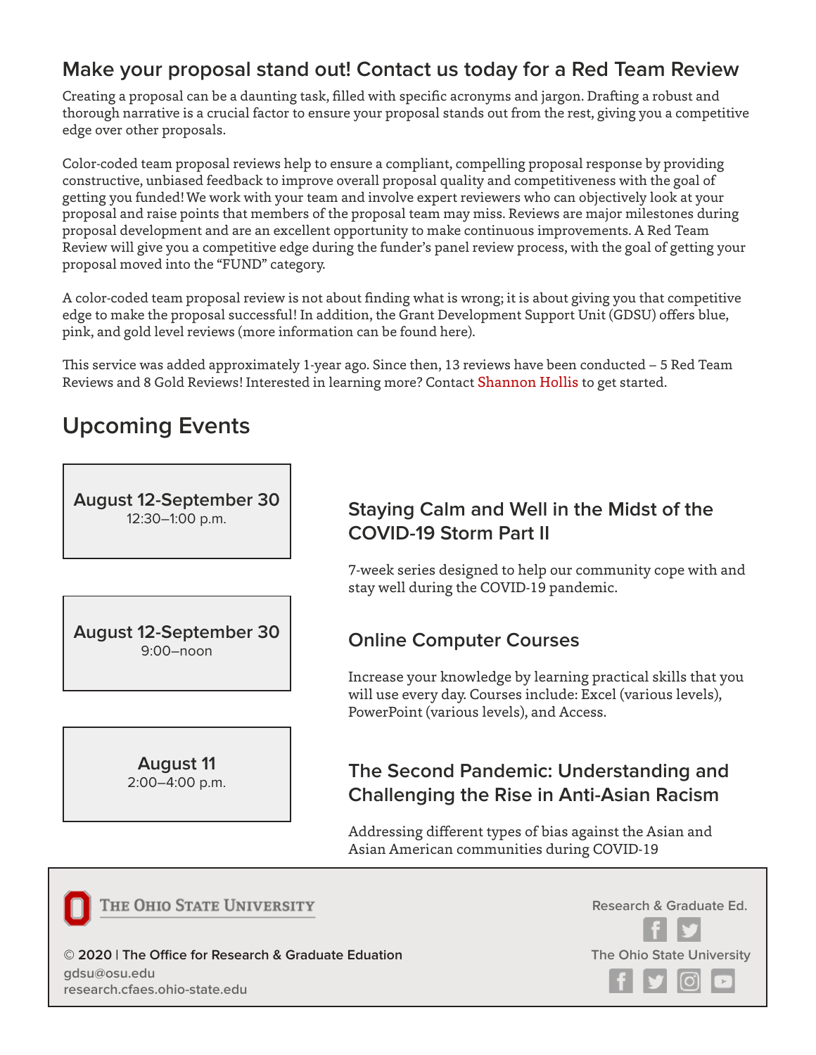## Make your proposal stand out! Contact us today for a Red Team Review

Creating a proposal can be a daunting task, filled with specific acronyms and jargon. Drafting a robust and thorough narrative is a crucial factor to ensure your proposal stands out from the rest, giving you a competitive edge over other proposals.

Color-coded team proposal reviews help to ensure a compliant, compelling proposal response by providing constructive, unbiased feedback to improve overall proposal quality and competitiveness with the goal of getting you funded! We work with your team and involve expert reviewers who can objectively look at your proposal and raise points that members of the proposal team may miss. Reviews are major milestones during proposal development and are an excellent opportunity to make continuous improvements. A Red Team Review will give you a competitive edge during the funder's panel review process, with the goal of getting your proposal moved into the "FUND" category.

A color-coded team proposal review is not about finding what is wrong; it is about giving you that competitive edge to make the proposal successful! In addition, the Grant Development Support Unit (GDSU) offers blue, pink, and gold level reviews (more information can be found here).

This service was added approximately 1-year ago. Since then, 13 reviews have been conducted – 5 Red Team Reviews and 8 Gold Reviews! Interested in learning more? Contact Shannon Hollis to get started.

## Upcoming Events

**August 12-September 30**
12:30–1:00 p.m.

### Staying Calm and Well in the Midst of the COVID-19 Storm Part II

7-week series designed to help our community cope with and stay well during the COVID-19 pandemic.

**August 12-September 30**
9:00–noon

### Online Computer Courses

Increase your knowledge by learning practical skills that you will use every day. Courses include: Excel (various levels), PowerPoint (various levels), and Access.

**August 11**
2:00–4:00 p.m.

### The Second Pandemic: Understanding and Challenging the Rise in Anti-Asian Racism

Addressing different types of bias against the Asian and Asian American communities during COVID-19

The Ohio State University

© 2020 | The Office for Research & Graduate Eduation
gdsu@osu.edu
research.cfaes.ohio-state.edu

Research & Graduate Ed.

The Ohio State University